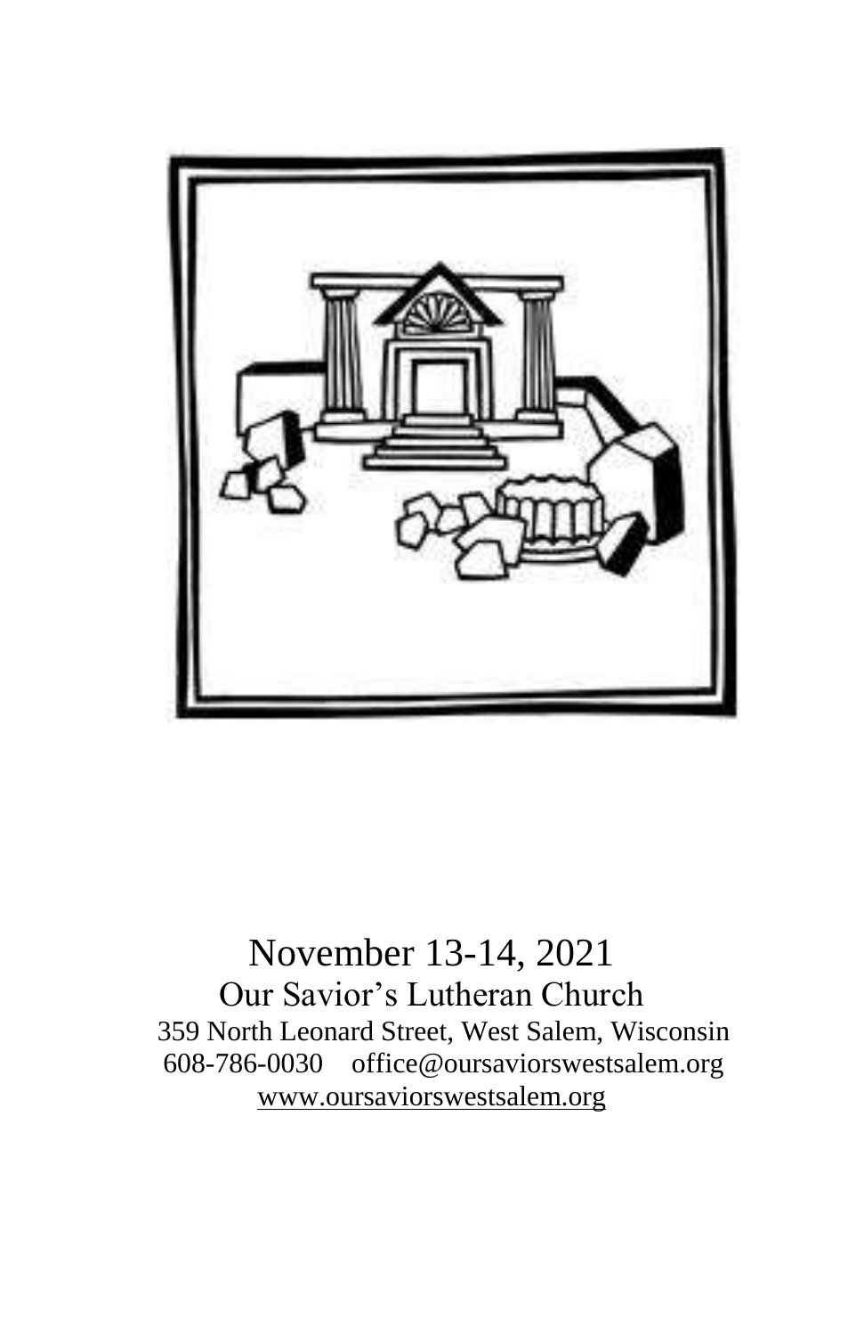November 13-14, 2021

Our Savior's Lutheran Church

359 North Leonard Street, West Salem, Wisconsin

608-786-0030 office@oursaviorswestsalem.org

www.oursaviorswestsalem.org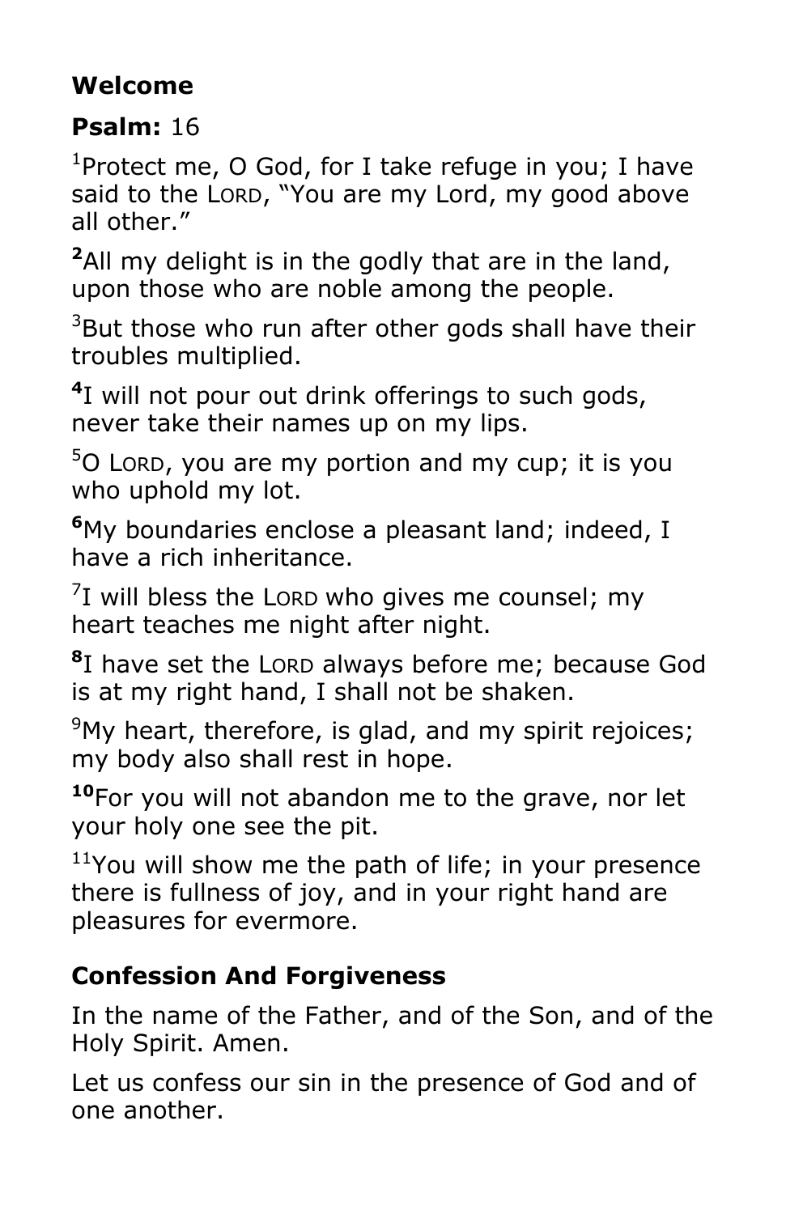## Welcome

## Psalm: 16

[1]Protect me, O God, for I take refuge in you; I have said to the LORD, "You are my Lord, my good above all other."

**[2]**All my delight is in the godly that are in the land, upon those who are noble among the people.

[3]But those who run after other gods shall have their troubles multiplied.

**[4]**I will not pour out drink offerings to such gods, never take their names up on my lips.

[5]O LORD, you are my portion and my cup; it is you who uphold my lot.

**[6]**My boundaries enclose a pleasant land; indeed, I have a rich inheritance.

[7]I will bless the LORD who gives me counsel; my heart teaches me night after night.

**[8]**I have set the LORD always before me; because God is at my right hand, I shall not be shaken.

[9]My heart, therefore, is glad, and my spirit rejoices; my body also shall rest in hope.

**[10]**For you will not abandon me to the grave, nor let your holy one see the pit.

[11]You will show me the path of life; in your presence there is fullness of joy, and in your right hand are pleasures for evermore.

## Confession And Forgiveness

In the name of the Father, and of the Son, and of the Holy Spirit. Amen.

Let us confess our sin in the presence of God and of one another.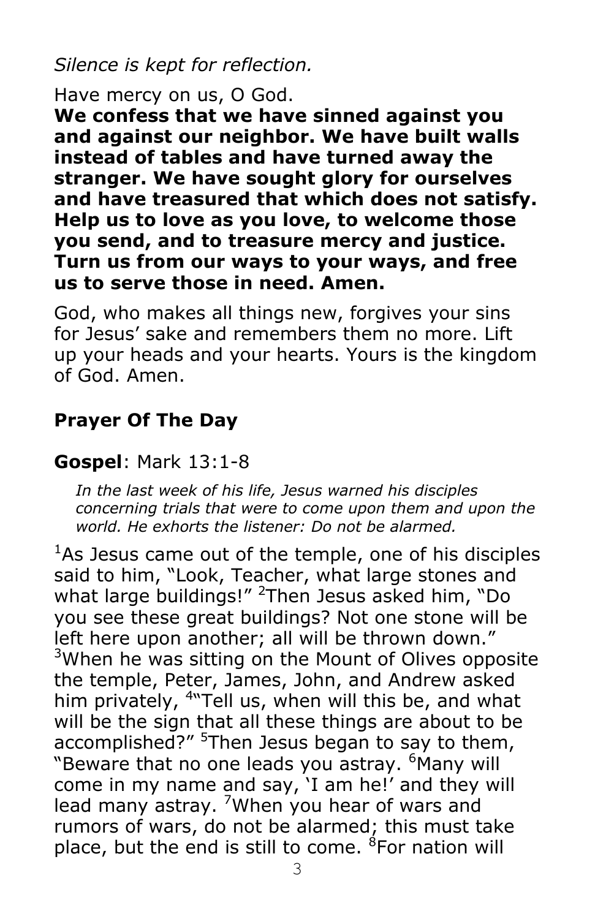*Silence is kept for reflection.*

Have mercy on us, O God.

**We confess that we have sinned against you and against our neighbor. We have built walls instead of tables and have turned away the stranger. We have sought glory for ourselves and have treasured that which does not satisfy. Help us to love as you love, to welcome those you send, and to treasure mercy and justice. Turn us from our ways to your ways, and free us to serve those in need. Amen.**

God, who makes all things new, forgives your sins for Jesus' sake and remembers them no more. Lift up your heads and your hearts. Yours is the kingdom of God. Amen.

## Prayer Of The Day

## Gospel: Mark 13:1-8

*In the last week of his life, Jesus warned his disciples concerning trials that were to come upon them and upon the world. He exhorts the listener: Do not be alarmed.*

[1]As Jesus came out of the temple, one of his disciples said to him, "Look, Teacher, what large stones and what large buildings!" [2]Then Jesus asked him, "Do you see these great buildings? Not one stone will be left here upon another; all will be thrown down." [3]When he was sitting on the Mount of Olives opposite the temple, Peter, James, John, and Andrew asked him privately, [4]"Tell us, when will this be, and what will be the sign that all these things are about to be accomplished?" [5]Then Jesus began to say to them, "Beware that no one leads you astray. [6]Many will come in my name and say, 'I am he!' and they will lead many astray. [7]When you hear of wars and rumors of wars, do not be alarmed; this must take place, but the end is still to come. [8]For nation will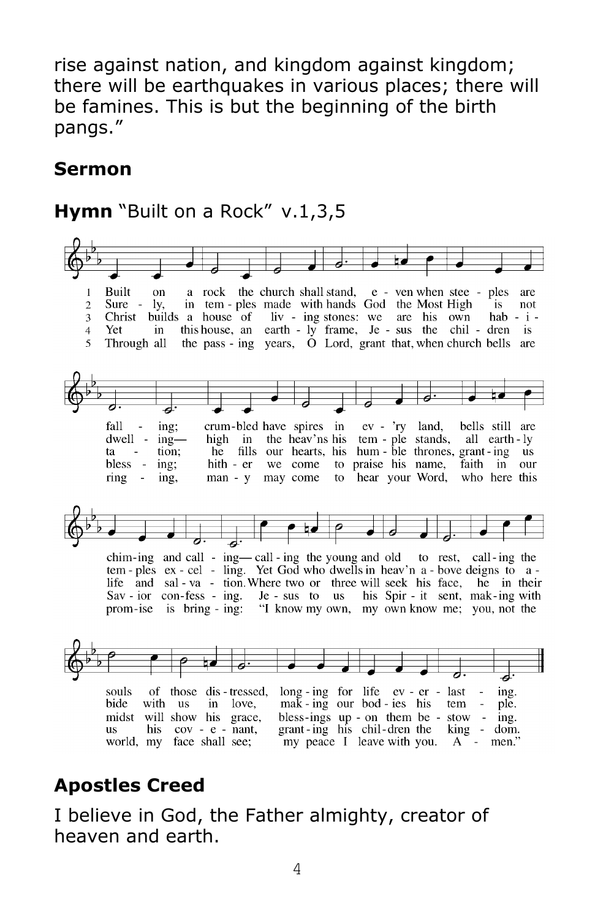rise against nation, and kingdom against kingdom; there will be earthquakes in various places; there will be famines. This is but the beginning of the birth pangs."

**Sermon**

**Hymn** "Built on a Rock" v.1,3,5

1 Built on a rock the church shall stand, even when steeples are falling; crumbled have spires in every land, bells still are chiming and calling— calling the young and old to rest, calling the souls of those distressed, longing for life everlasting.

2 Surely, in temples made with hands God the Most High is not dwelling— high in the heav'ns his temple stands, all earthly temples excelling. Yet God who dwells in heav'n above deigns to abide with us in love, making our bodies his temple.

3 Christ builds a house of living stones: we are his own habitation; he fills our hearts, his humble thrones, granting us life and salvation. Where two or three will seek his face, he in their midst will show his grace, blessings upon them bestowing.

4 Yet in this house, an earthly frame, Jesus the children is blessing; hither we come to praise his name, faith in our Savior confessing. Jesus to us his Spirit sent, making with us his covenant, granting his children the kingdom.

5 Through all the passing years, O Lord, grant that, when church bells are ringing, many may come to hear your Word, who here this promise is bringing: "I know my own, my own know me; you, not the world, my face shall see; my peace I leave with you. Amen."

**Apostles Creed**

I believe in God, the Father almighty, creator of heaven and earth.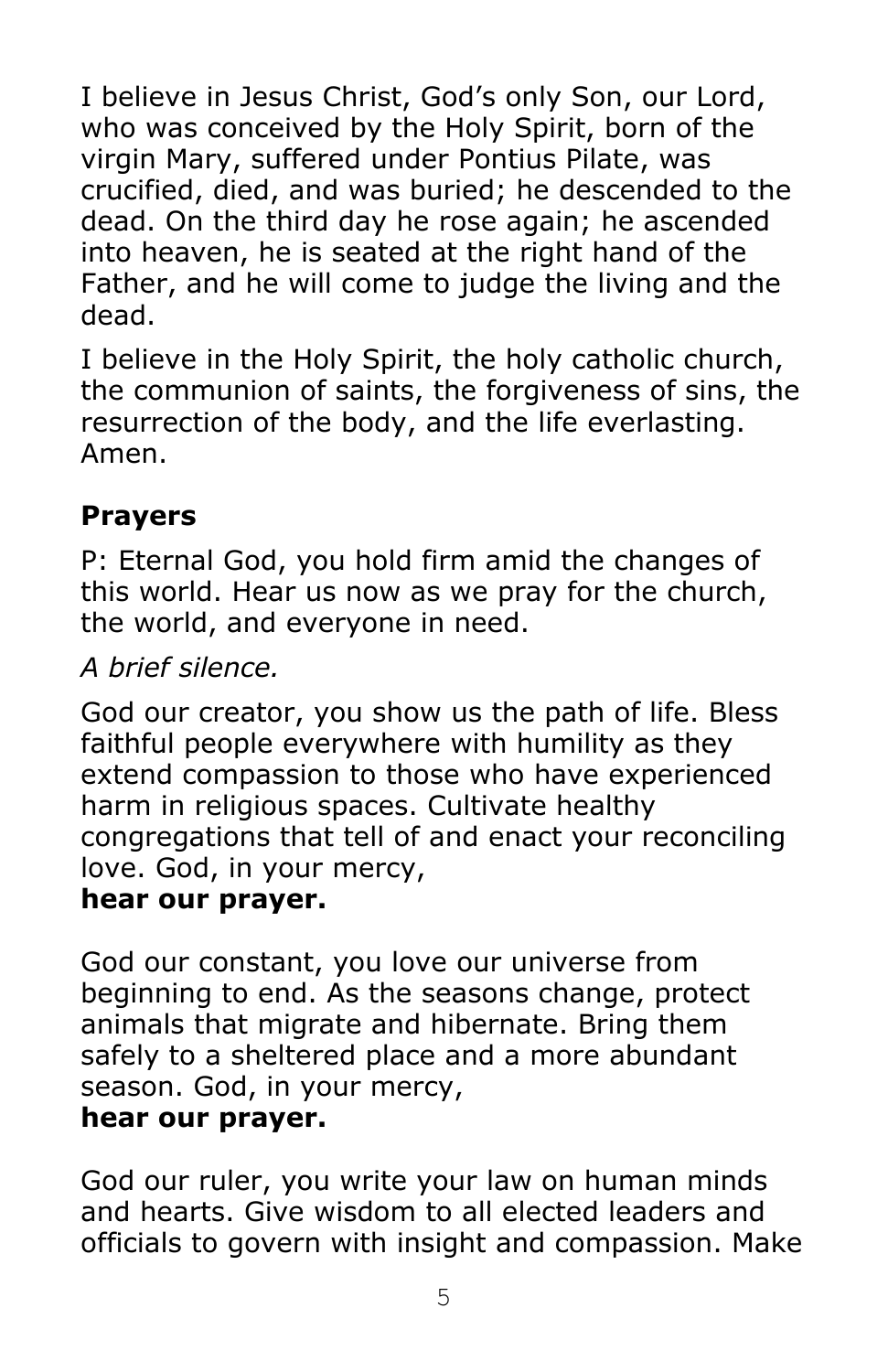I believe in Jesus Christ, God's only Son, our Lord, who was conceived by the Holy Spirit, born of the virgin Mary, suffered under Pontius Pilate, was crucified, died, and was buried; he descended to the dead. On the third day he rose again; he ascended into heaven, he is seated at the right hand of the Father, and he will come to judge the living and the dead.

I believe in the Holy Spirit, the holy catholic church, the communion of saints, the forgiveness of sins, the resurrection of the body, and the life everlasting. Amen.

## Prayers

P: Eternal God, you hold firm amid the changes of this world. Hear us now as we pray for the church, the world, and everyone in need.

*A brief silence.*

God our creator, you show us the path of life. Bless faithful people everywhere with humility as they extend compassion to those who have experienced harm in religious spaces. Cultivate healthy congregations that tell of and enact your reconciling love. God, in your mercy,
**hear our prayer.**

God our constant, you love our universe from beginning to end. As the seasons change, protect animals that migrate and hibernate. Bring them safely to a sheltered place and a more abundant season. God, in your mercy,
**hear our prayer.**

God our ruler, you write your law on human minds and hearts. Give wisdom to all elected leaders and officials to govern with insight and compassion. Make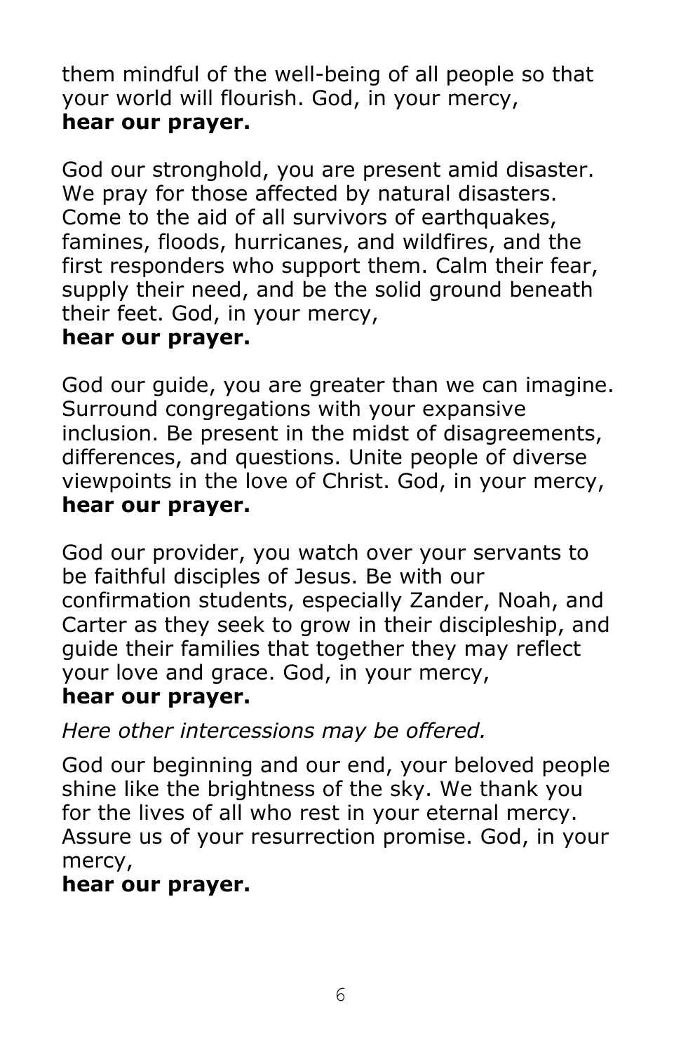them mindful of the well-being of all people so that your world will flourish. God, in your mercy,
**hear our prayer.**

God our stronghold, you are present amid disaster. We pray for those affected by natural disasters. Come to the aid of all survivors of earthquakes, famines, floods, hurricanes, and wildfires, and the first responders who support them. Calm their fear, supply their need, and be the solid ground beneath their feet. God, in your mercy,
**hear our prayer.**

God our guide, you are greater than we can imagine. Surround congregations with your expansive inclusion. Be present in the midst of disagreements, differences, and questions. Unite people of diverse viewpoints in the love of Christ. God, in your mercy,
**hear our prayer.**

God our provider, you watch over your servants to be faithful disciples of Jesus. Be with our confirmation students, especially Zander, Noah, and Carter as they seek to grow in their discipleship, and guide their families that together they may reflect your love and grace. God, in your mercy,
**hear our prayer.**

*Here other intercessions may be offered.*

God our beginning and our end, your beloved people shine like the brightness of the sky. We thank you for the lives of all who rest in your eternal mercy. Assure us of your resurrection promise. God, in your mercy,
**hear our prayer.**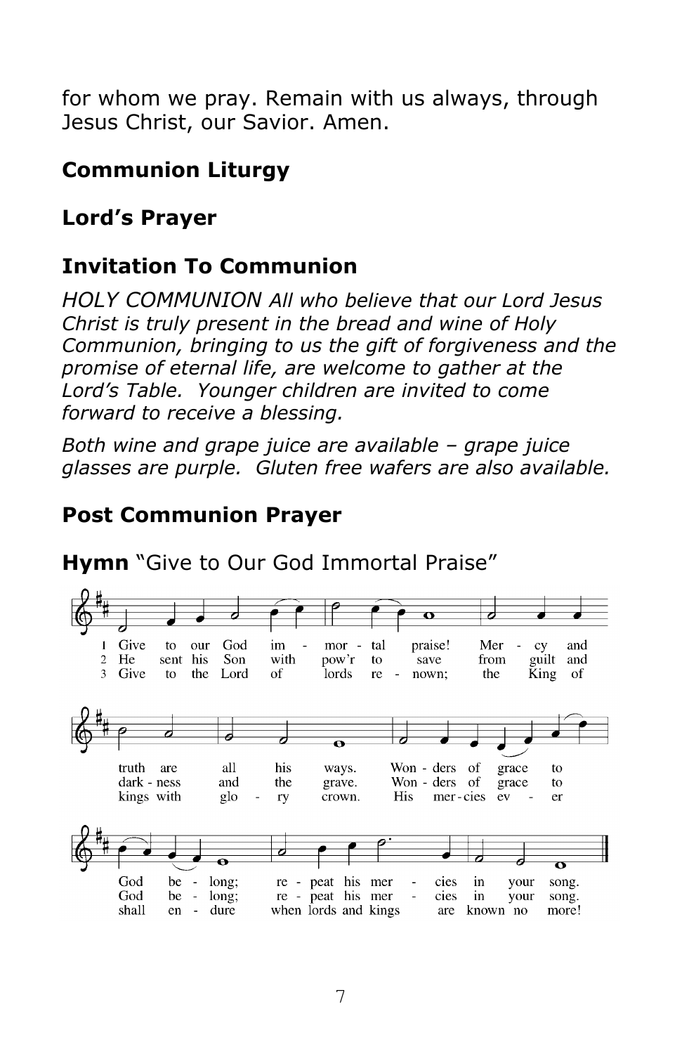for whom we pray. Remain with us always, through Jesus Christ, our Savior. Amen.

## Communion Liturgy

## Lord's Prayer

## Invitation To Communion

*HOLY COMMUNION All who believe that our Lord Jesus Christ is truly present in the bread and wine of Holy Communion, bringing to us the gift of forgiveness and the promise of eternal life, are welcome to gather at the Lord's Table. Younger children are invited to come forward to receive a blessing.*

*Both wine and grape juice are available – grape juice glasses are purple. Gluten free wafers are also available.*

## Post Communion Prayer

**Hymn** "Give to Our God Immortal Praise"

1 Give to our God immortal praise! Mercy and truth are all his ways. Wonders of grace to God belong; repeat his mercies in your song.

2 He sent his Son with pow'r to save from guilt and darkness and the grave. Wonders of grace to God belong; repeat his mercies in your song.

3 Give to the Lord of lords renown; the King of kings with glory crown. His mercies ever shall endure when lords and kings are known no more!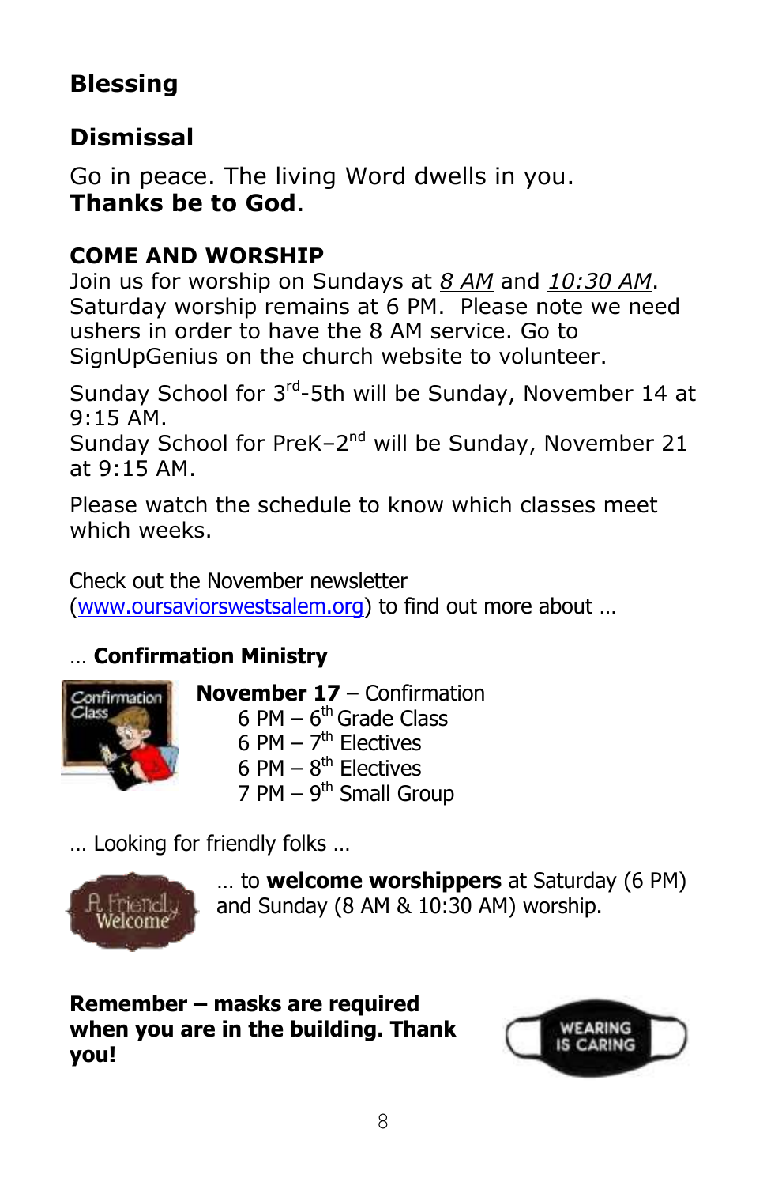## Blessing

## Dismissal

Go in peace. The living Word dwells in you.
**Thanks be to God**.

### COME AND WORSHIP

Join us for worship on Sundays at *8 AM* and *10:30 AM*. Saturday worship remains at 6 PM. Please note we need ushers in order to have the 8 AM service. Go to SignUpGenius on the church website to volunteer.

Sunday School for 3rd-5th will be Sunday, November 14 at 9:15 AM.
Sunday School for PreK–2nd will be Sunday, November 21 at 9:15 AM.

Please watch the schedule to know which classes meet which weeks.

Check out the November newsletter (www.oursaviorswestsalem.org) to find out more about …

… **Confirmation Ministry**

**November 17** – Confirmation
- 6 PM – 6th Grade Class
- 6 PM – 7th Electives
- 6 PM – 8th Electives
- 7 PM – 9th Small Group

… Looking for friendly folks …

… to **welcome worshippers** at Saturday (6 PM) and Sunday (8 AM & 10:30 AM) worship.

**Remember – masks are required when you are in the building. Thank you!**